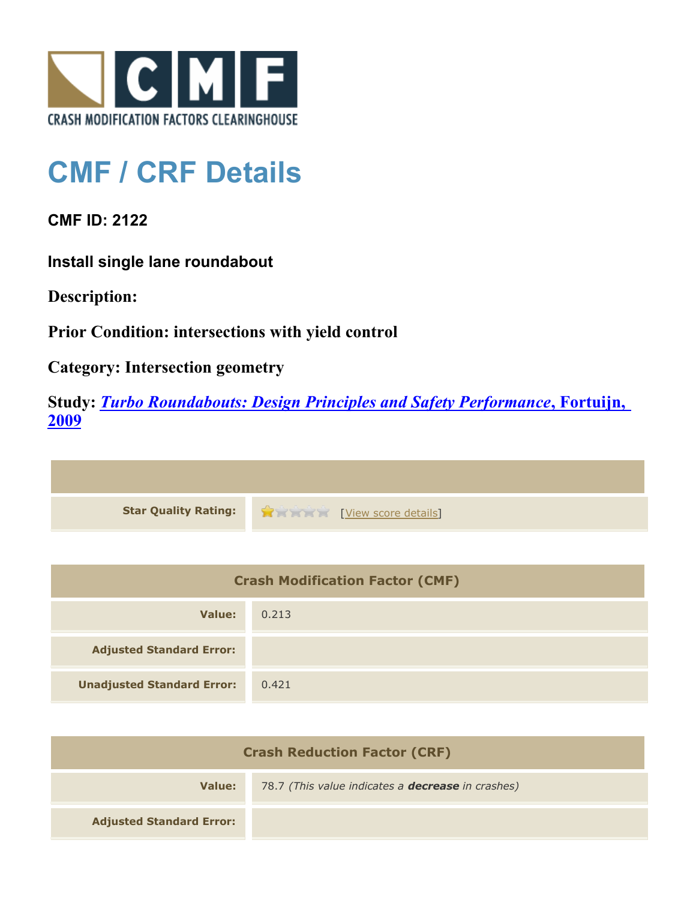# CMF / CRF Details

**CMF ID: 2122**

**Install single lane roundabout**

**Description:**

**Prior Condition: intersections with yield control**

**Category: Intersection geometry**

**Study: *Turbo Roundabouts: Design Principles and Safety Performance*, Fortuijn, 2009**

| | |
|---|---|
| **Star Quality Rating:** | [View score details] |

| Crash Modification Factor (CMF) | |
|---|---|
| **Value:** | 0.213 |
| **Adjusted Standard Error:** | |
| **Unadjusted Standard Error:** | 0.421 |

| Crash Reduction Factor (CRF) | |
|---|---|
| **Value:** | 78.7 *(This value indicates a **decrease** in crashes)* |
| **Adjusted Standard Error:** | |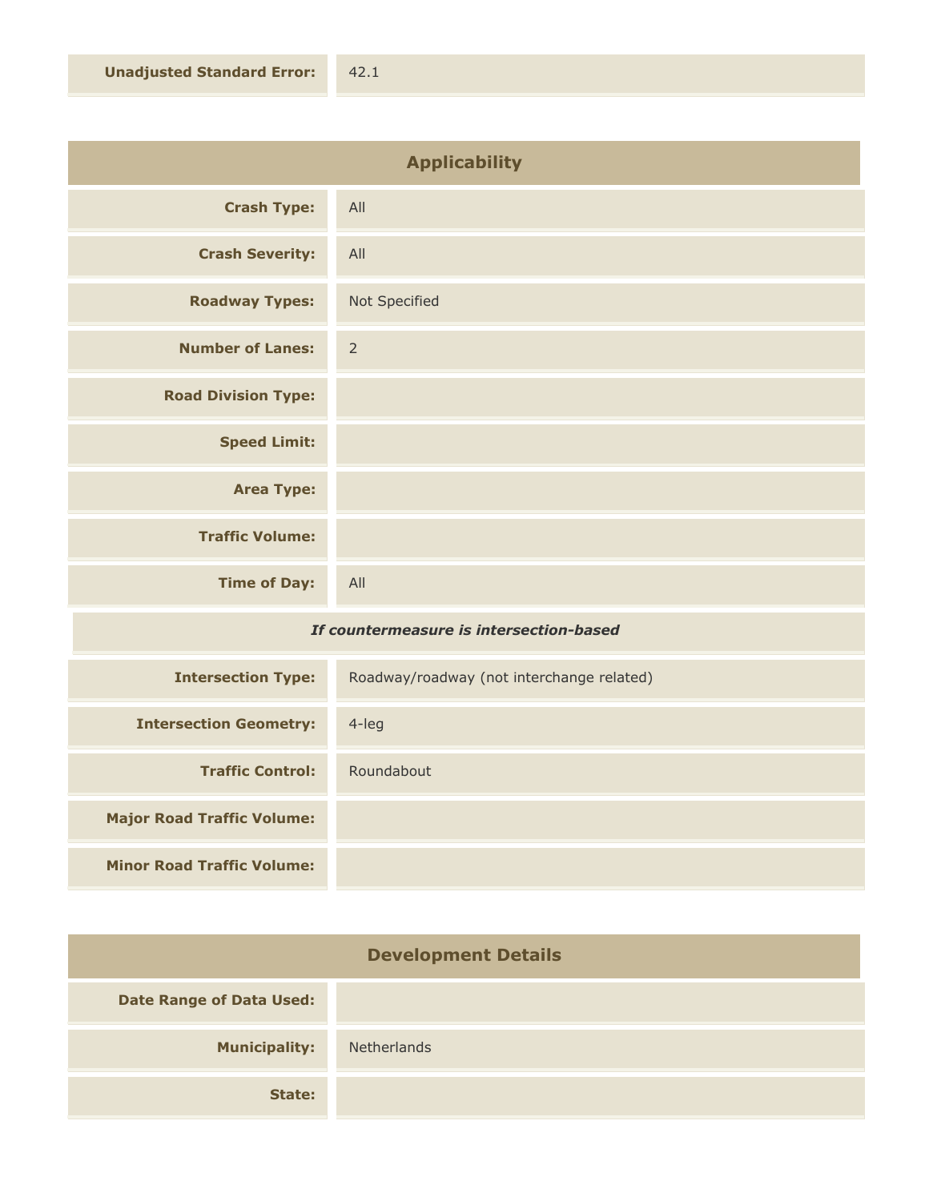| **Unadjusted Standard Error:** | 42.1 |
|---|---|

## Applicability

| | |
|---|---|
| **Crash Type:** | All |
| **Crash Severity:** | All |
| **Roadway Types:** | Not Specified |
| **Number of Lanes:** | 2 |
| **Road Division Type:** | |
| **Speed Limit:** | |
| **Area Type:** | |
| **Traffic Volume:** | |
| **Time of Day:** | All |

***If countermeasure is intersection-based***

| | |
|---|---|
| **Intersection Type:** | Roadway/roadway (not interchange related) |
| **Intersection Geometry:** | 4-leg |
| **Traffic Control:** | Roundabout |
| **Major Road Traffic Volume:** | |
| **Minor Road Traffic Volume:** | |

## Development Details

| | |
|---|---|
| **Date Range of Data Used:** | |
| **Municipality:** | Netherlands |
| **State:** | |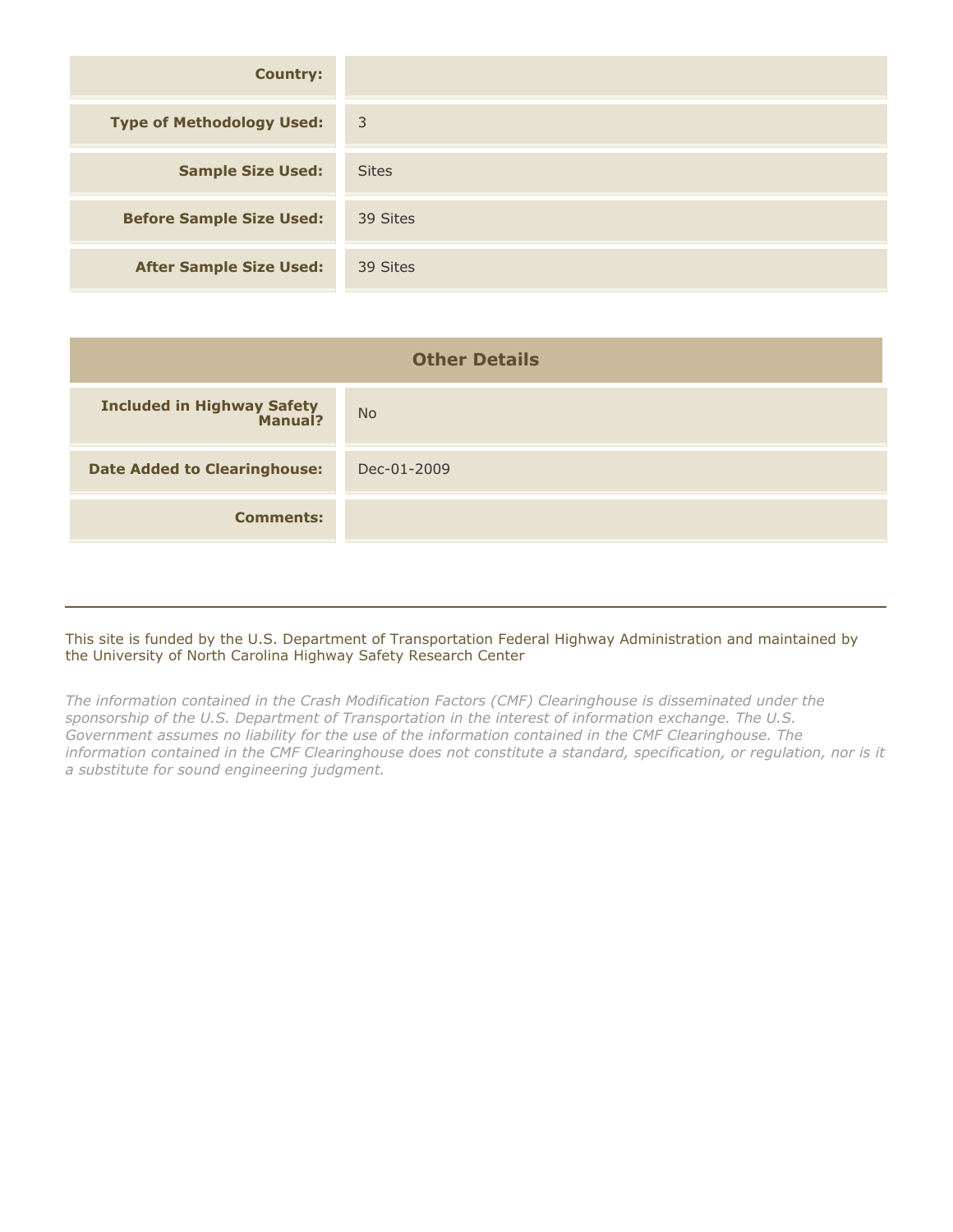| | |
|---|---|
| **Country:** | |
| **Type of Methodology Used:** | 3 |
| **Sample Size Used:** | Sites |
| **Before Sample Size Used:** | 39 Sites |
| **After Sample Size Used:** | 39 Sites |

## Other Details

| | |
|---|---|
| **Included in Highway Safety Manual?** | No |
| **Date Added to Clearinghouse:** | Dec-01-2009 |
| **Comments:** | |

---

This site is funded by the U.S. Department of Transportation Federal Highway Administration and maintained by the University of North Carolina Highway Safety Research Center

*The information contained in the Crash Modification Factors (CMF) Clearinghouse is disseminated under the sponsorship of the U.S. Department of Transportation in the interest of information exchange. The U.S. Government assumes no liability for the use of the information contained in the CMF Clearinghouse. The information contained in the CMF Clearinghouse does not constitute a standard, specification, or regulation, nor is it a substitute for sound engineering judgment.*